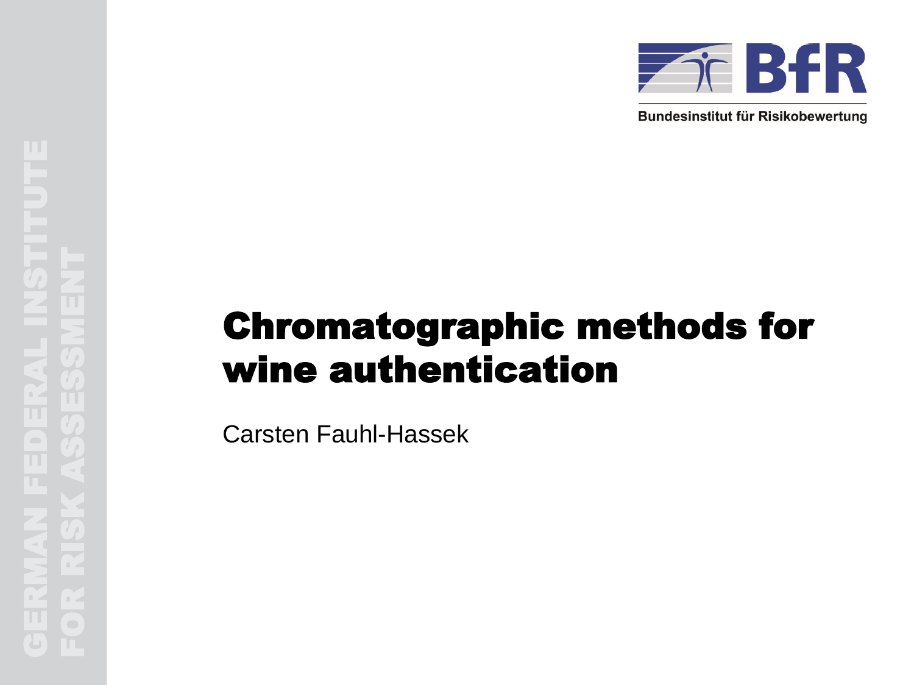Bundesinstitut für Risikobewertung

GERMAN FEDERAL INSTITUTE FOR RISK ASSESSMENT

# Chromatographic methods for wine authentication

Carsten Fauhl-Hassek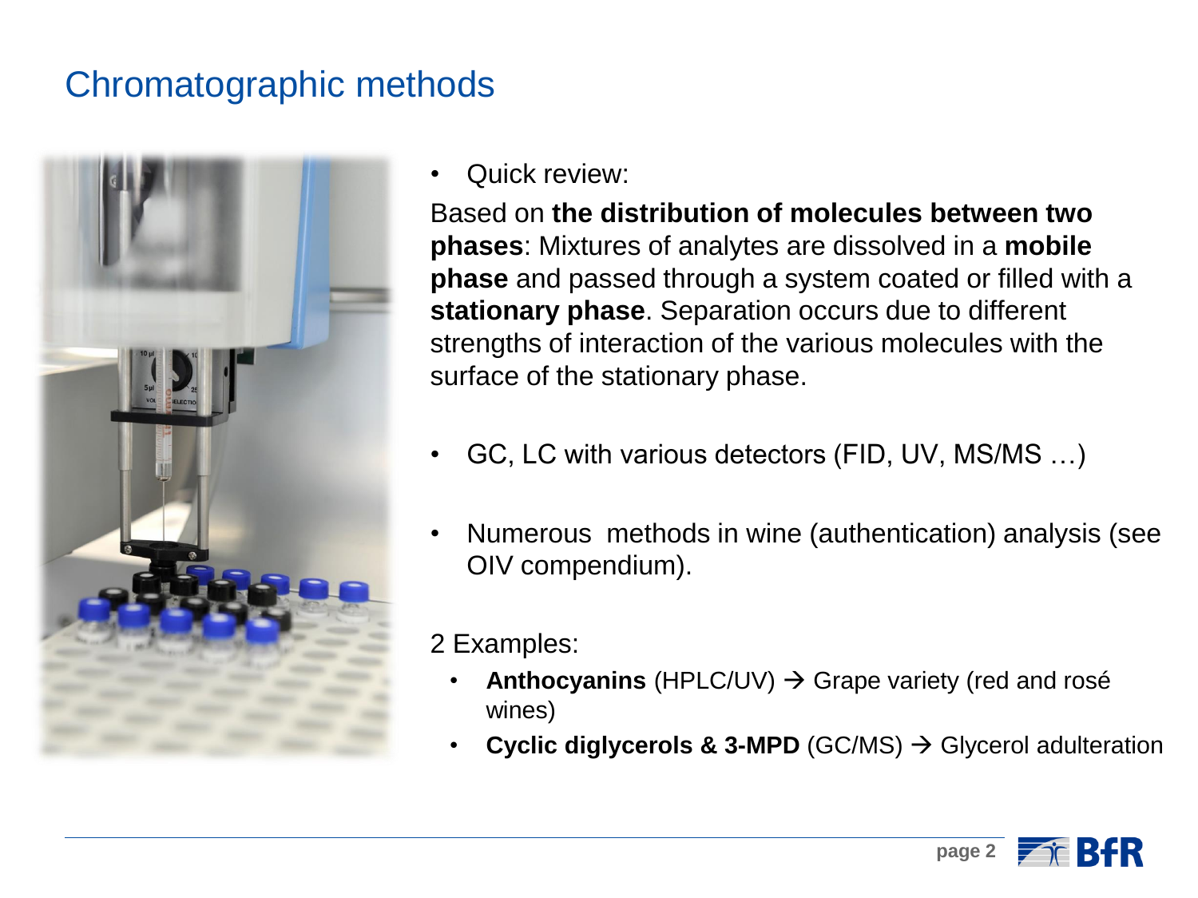# Chromatographic methods

- Quick review:

Based on **the distribution of molecules between two phases**: Mixtures of analytes are dissolved in a **mobile phase** and passed through a system coated or filled with a **stationary phase**. Separation occurs due to different strengths of interaction of the various molecules with the surface of the stationary phase.

- GC, LC with various detectors (FID, UV, MS/MS …)

- Numerous methods in wine (authentication) analysis (see OIV compendium).

2 Examples:

- **Anthocyanins** (HPLC/UV) → Grape variety (red and rosé wines)
- **Cyclic diglycerols & 3-MPD** (GC/MS) → Glycerol adulteration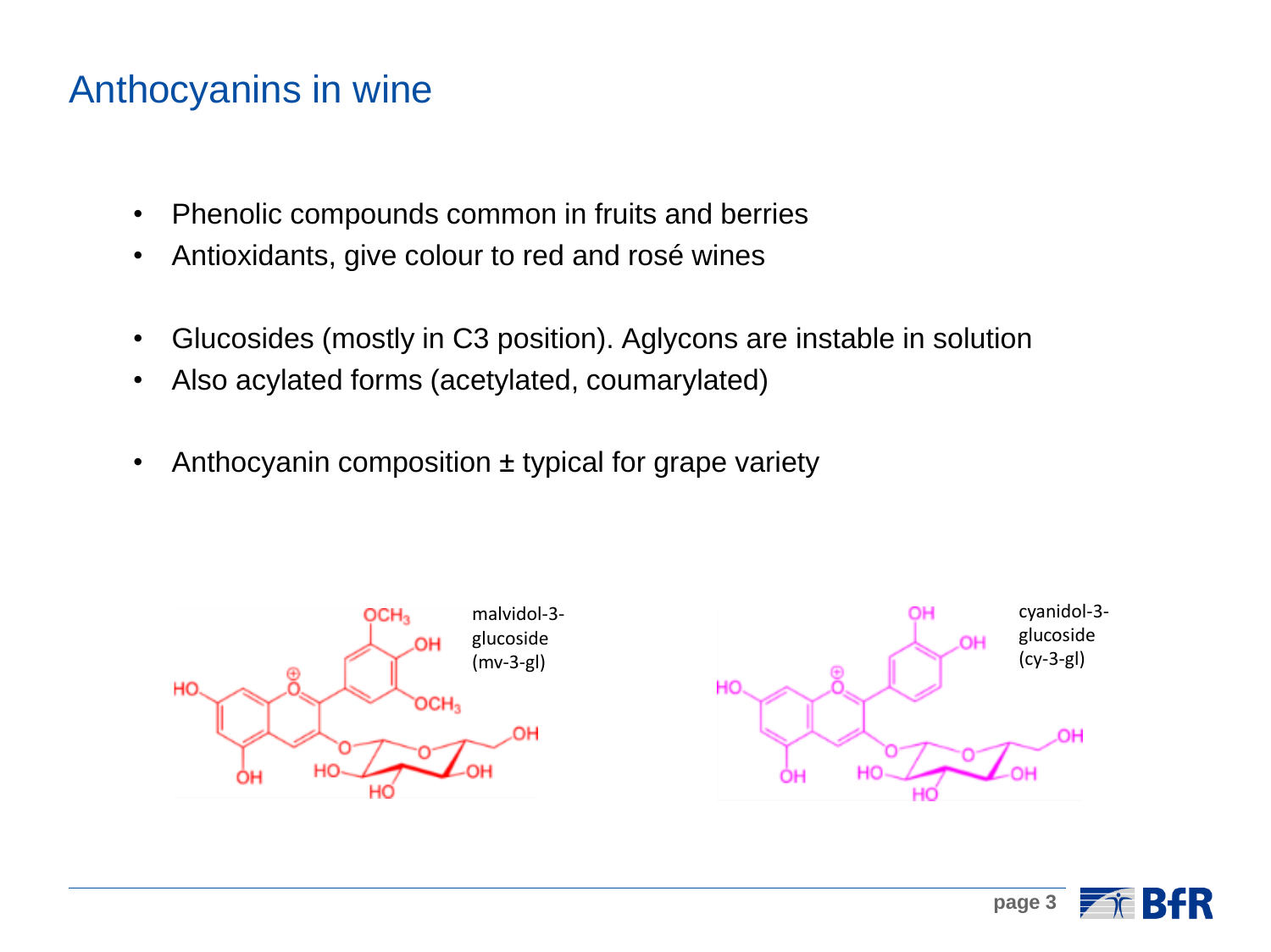# Anthocyanins in wine

- Phenolic compounds common in fruits and berries
- Antioxidants, give colour to red and rosé wines

- Glucosides (mostly in C3 position). Aglycons are instable in solution
- Also acylated forms (acetylated, coumarylated)

- Anthocyanin composition ± typical for grape variety

malvidol-3-glucoside (mv-3-gl)

cyanidol-3-glucoside (cy-3-gl)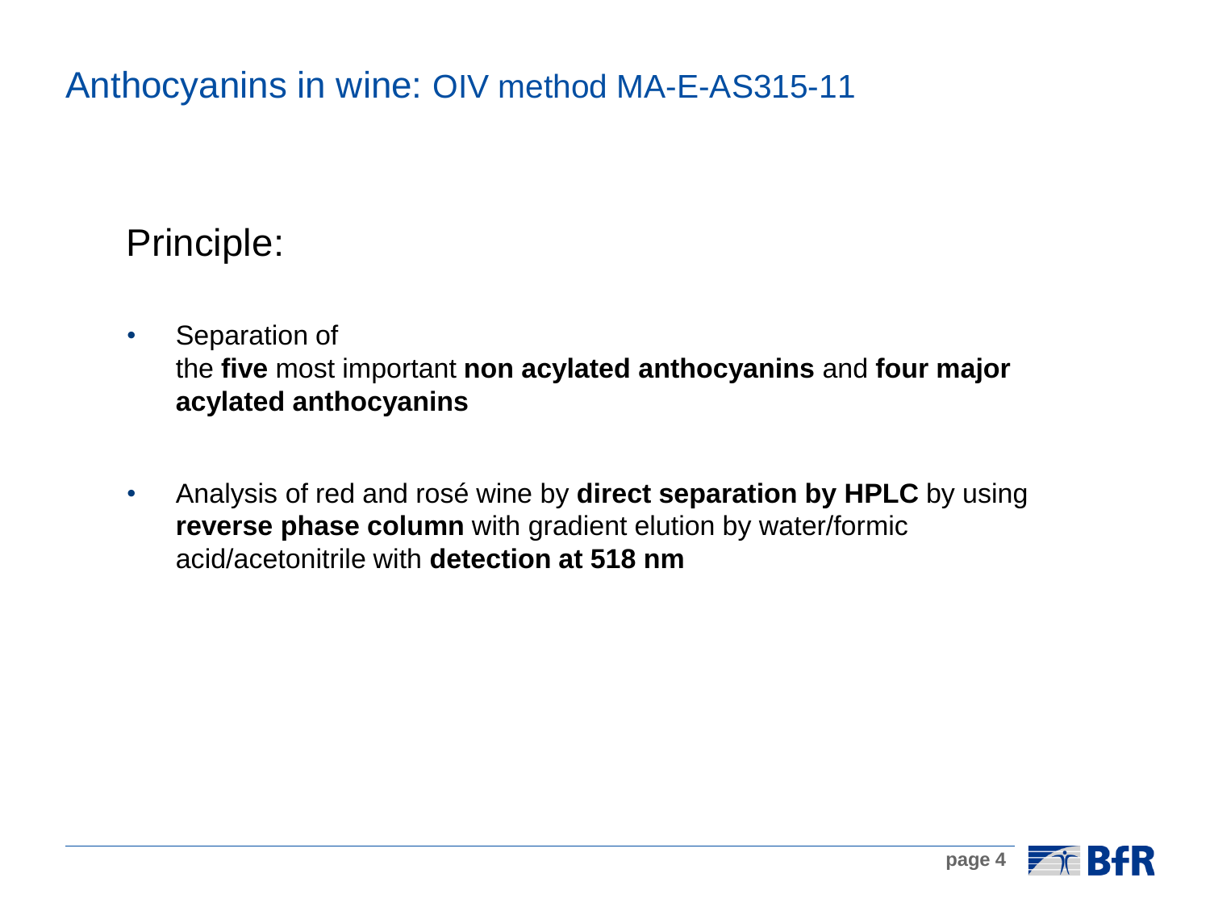# Anthocyanins in wine: OIV method MA-E-AS315-11

## Principle:

- Separation of
  the **five** most important **non acylated anthocyanins** and **four major acylated anthocyanins**

- Analysis of red and rosé wine by **direct separation by HPLC** by using **reverse phase column** with gradient elution by water/formic acid/acetonitrile with **detection at 518 nm**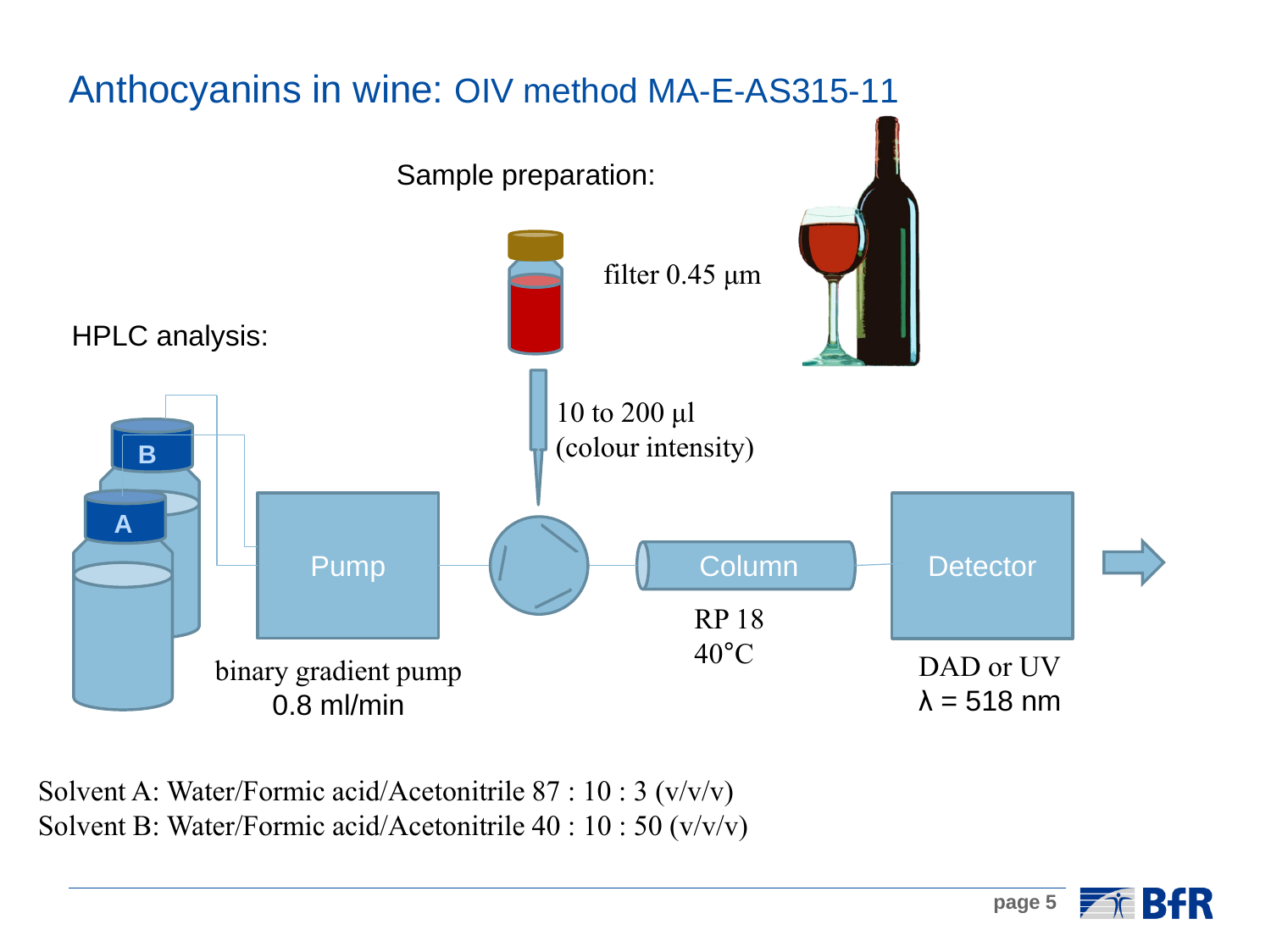# Anthocyanins in wine: OIV method MA-E-AS315-11

Sample preparation:

filter 0.45 µm

HPLC analysis:

10 to 200 µl (colour intensity)

B

A

Pump

Column

Detector

binary gradient pump 0.8 ml/min

RP 18 40°C

DAD or UV λ = 518 nm

Solvent A: Water/Formic acid/Acetonitrile 87 : 10 : 3 (v/v/v)
Solvent B: Water/Formic acid/Acetonitrile 40 : 10 : 50 (v/v/v)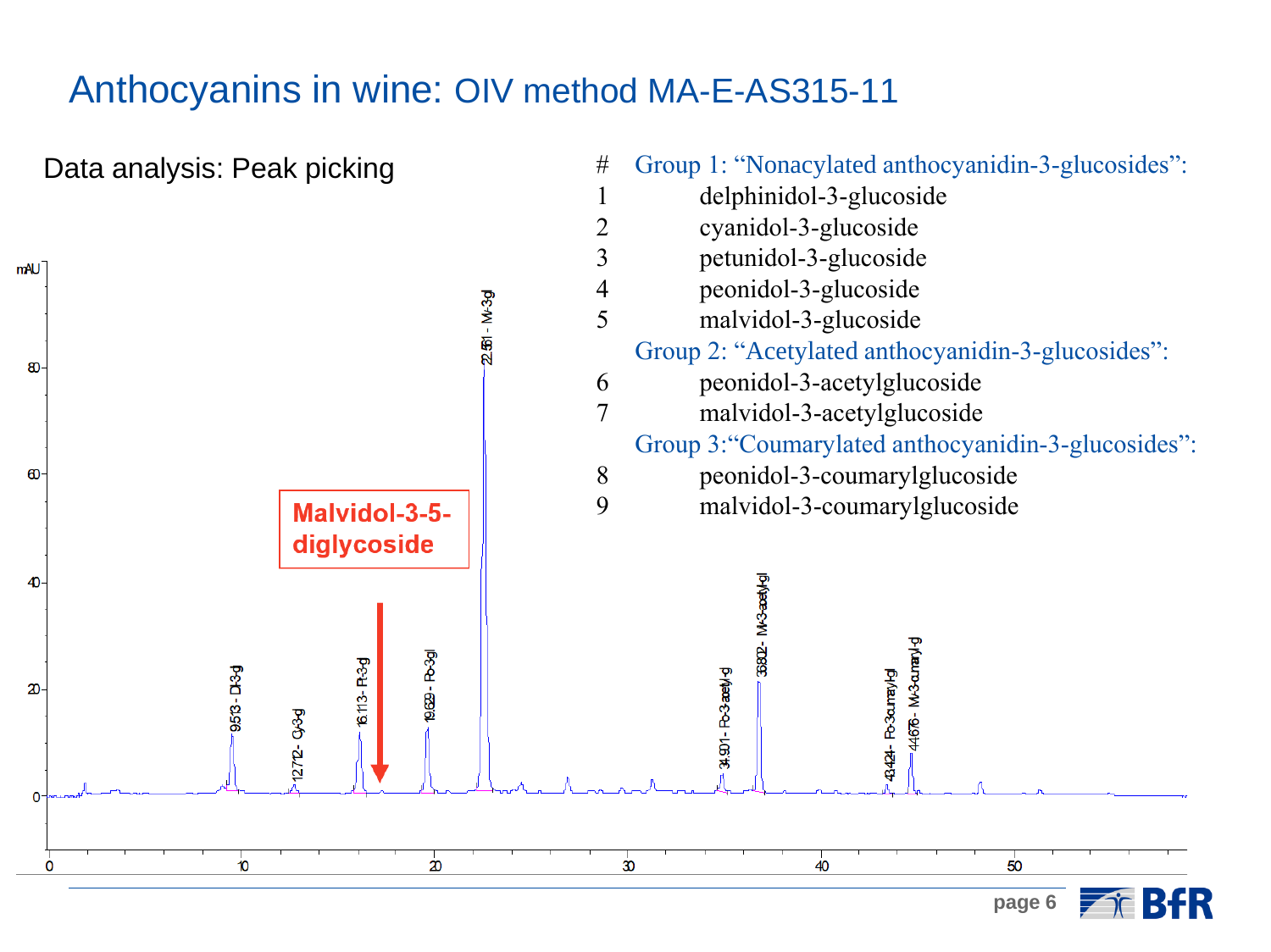# Anthocyanins in wine: OIV method MA-E-AS315-11

Data analysis: Peak picking

| # | Group 1: "Nonacylated anthocyanidin-3-glucosides": |
|---|---|
| 1 | delphinidol-3-glucoside |
| 2 | cyanidol-3-glucoside |
| 3 | petunidol-3-glucoside |
| 4 | peonidol-3-glucoside |
| 5 | malvidol-3-glucoside |
| | Group 2: "Acetylated anthocyanidin-3-glucosides": |
| 6 | peonidol-3-acetylglucoside |
| 7 | malvidol-3-acetylglucoside |
| | Group 3: "Coumarylated anthocyanidin-3-glucosides": |
| 8 | peonidol-3-coumarylglucoside |
| 9 | malvidol-3-coumarylglucoside |

**Malvidol-3-5-diglycoside**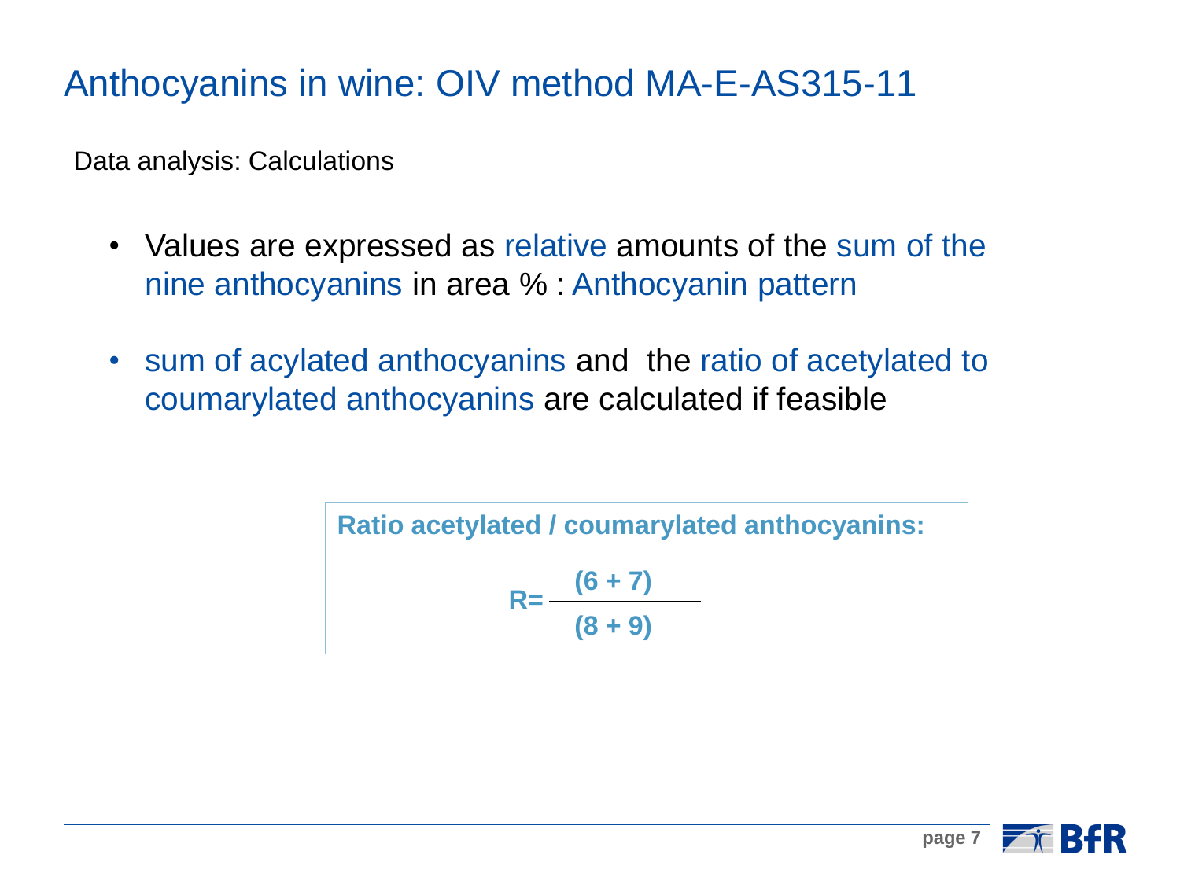# Anthocyanins in wine: OIV method MA-E-AS315-11

Data analysis: Calculations

- Values are expressed as relative amounts of the sum of the nine anthocyanins in area % : Anthocyanin pattern
- sum of acylated anthocyanins and the ratio of acetylated to coumarylated anthocyanins are calculated if feasible

**Ratio acetylated / coumarylated anthocyanins:**

$$R = \frac{(6 + 7)}{(8 + 9)}$$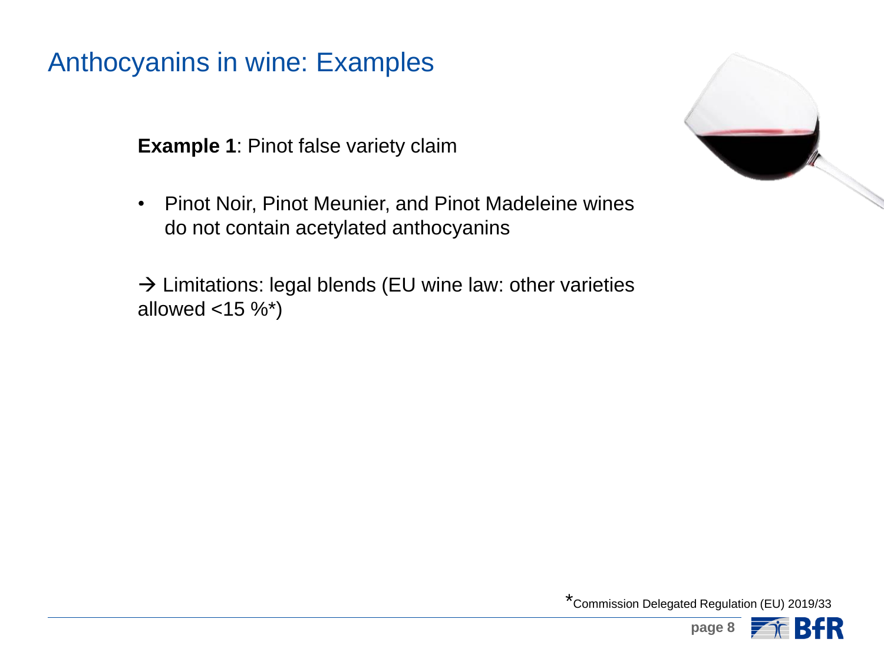# Anthocyanins in wine: Examples

**Example 1**: Pinot false variety claim

- Pinot Noir, Pinot Meunier, and Pinot Madeleine wines do not contain acetylated anthocyanins

→ Limitations: legal blends (EU wine law: other varieties allowed <15 %*)

*Commission Delegated Regulation (EU) 2019/33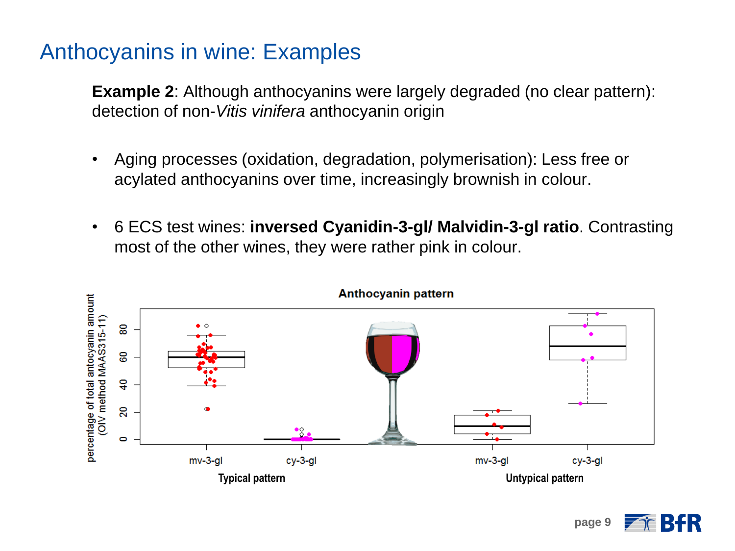# Anthocyanins in wine: Examples

**Example 2**: Although anthocyanins were largely degraded (no clear pattern): detection of non-*Vitis vinifera* anthocyanin origin

- Aging processes (oxidation, degradation, polymerisation): Less free or acylated anthocyanins over time, increasingly brownish in colour.
- 6 ECS test wines: **inversed Cyanidin-3-gl/ Malvidin-3-gl ratio**. Contrasting most of the other wines, they were rather pink in colour.

**Anthocyanin pattern**

percentage of total anthocyanin amount (OIV method MAAS315-11)

Typical pattern: mv-3-gl, cy-3-gl

Untypical pattern: mv-3-gl, cy-3-gl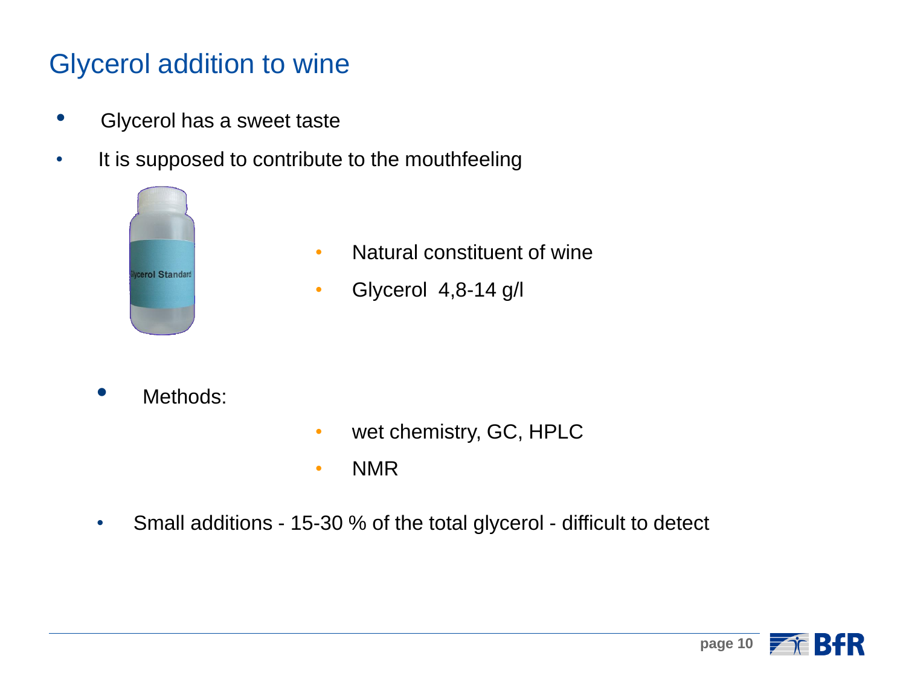# Glycerol addition to wine

- Glycerol has a sweet taste
- It is supposed to contribute to the mouthfeeling
  - Natural constituent of wine
  - Glycerol 4,8-14 g/l
- Methods:
  - wet chemistry, GC, HPLC
  - NMR
- Small additions - 15-30 % of the total glycerol - difficult to detect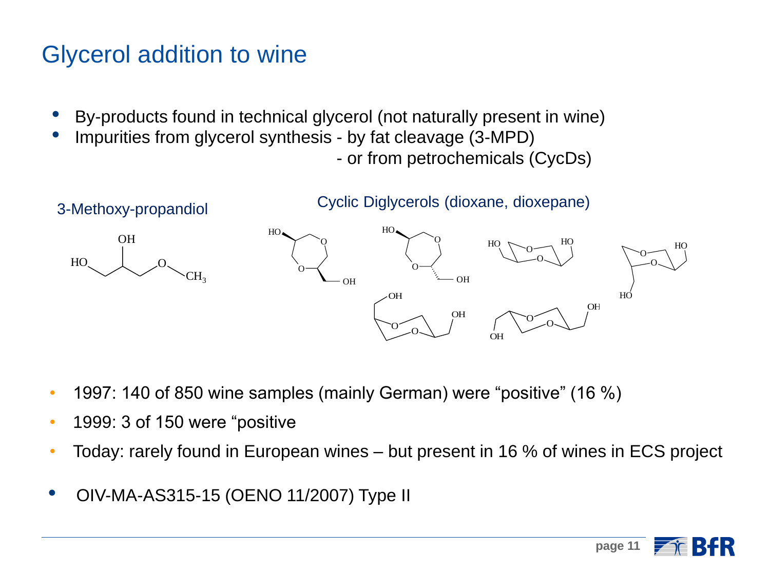# Glycerol addition to wine

- By-products found in technical glycerol (not naturally present in wine)
- Impurities from glycerol synthesis - by fat cleavage (3-MPD)
  - or from petrochemicals (CycDs)

3-Methoxy-propandiol

Cyclic Diglycerols (dioxane, dioxepane)

- 1997: 140 of 850 wine samples (mainly German) were "positive" (16 %)
- 1999: 3 of 150 were "positive
- Today: rarely found in European wines – but present in 16 % of wines in ECS project

- OIV-MA-AS315-15 (OENO 11/2007) Type II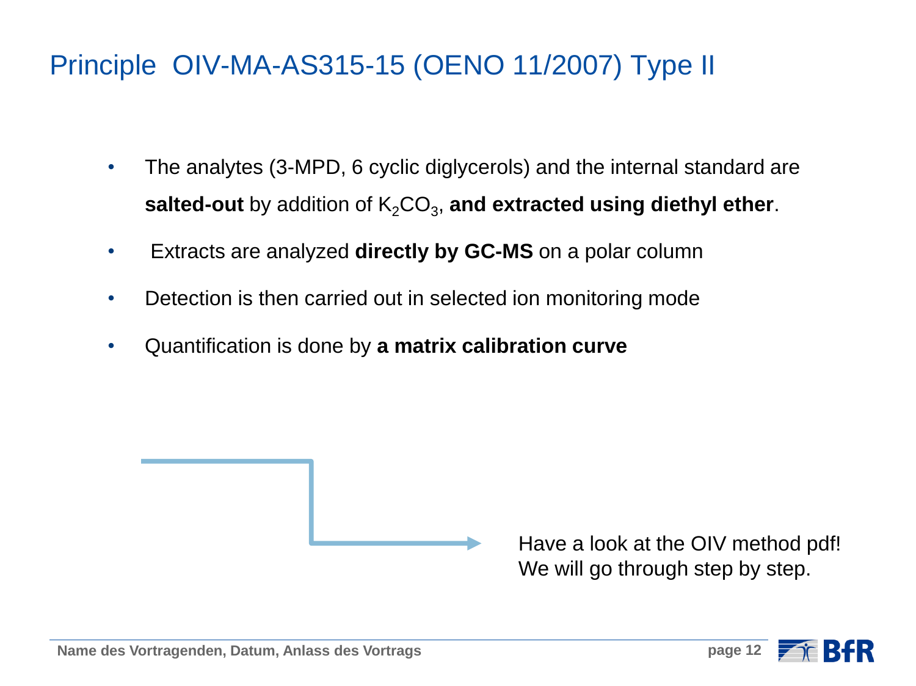# Principle OIV-MA-AS315-15 (OENO 11/2007) Type II

- The analytes (3-MPD, 6 cyclic diglycerols) and the internal standard are **salted-out** by addition of $K_2CO_3$, **and extracted using diethyl ether**.
- Extracts are analyzed **directly by GC-MS** on a polar column
- Detection is then carried out in selected ion monitoring mode
- Quantification is done by **a matrix calibration curve**

Have a look at the OIV method pdf!
We will go through step by step.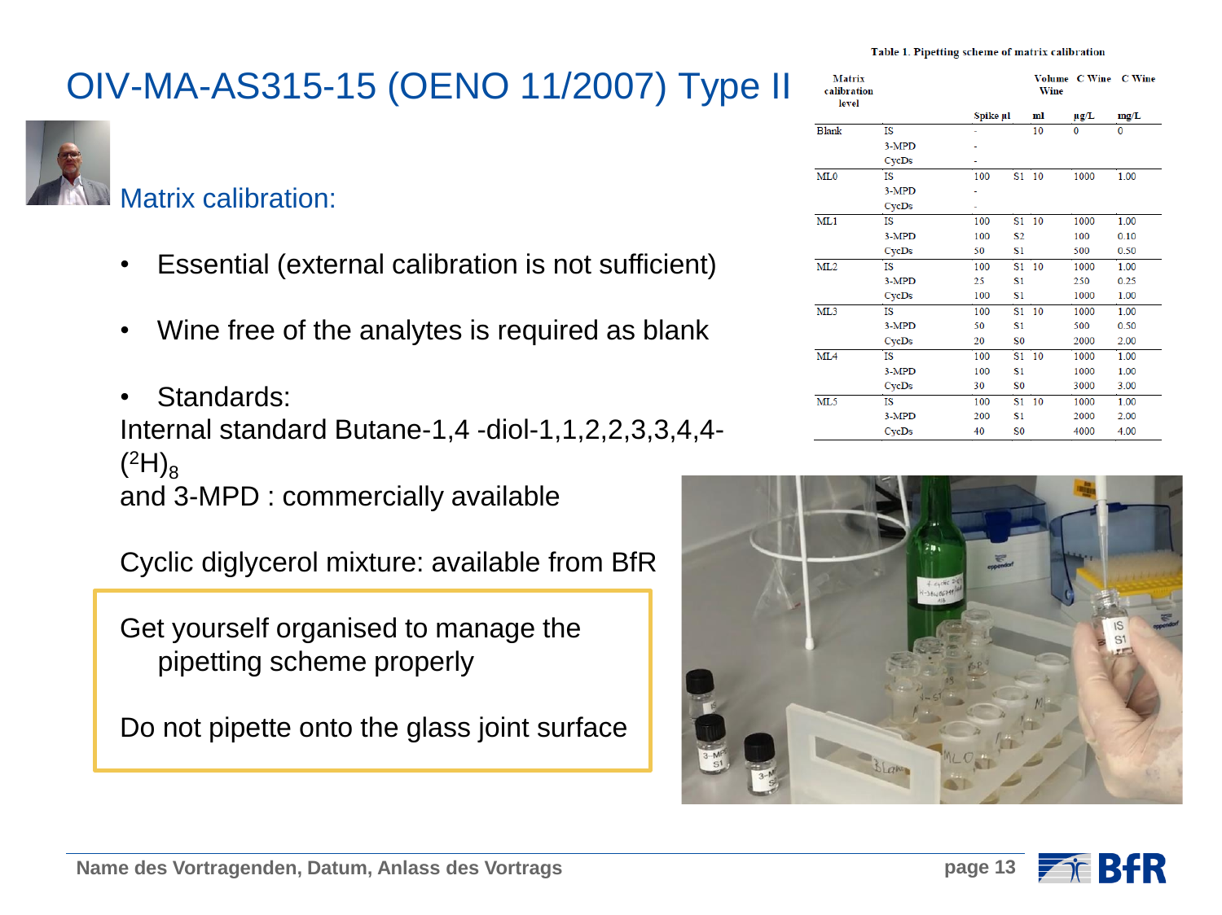# OIV-MA-AS315-15 (OENO 11/2007) Type II

## Matrix calibration:

- Essential (external calibration is not sufficient)
- Wine free of the analytes is required as blank
- Standards:

Internal standard Butane-1,4 -diol-1,1,2,2,3,3,4,4-($^{2}H$)$_8$
and 3-MPD : commercially available

Cyclic diglycerol mixture: available from BfR

> Get yourself organised to manage the pipetting scheme properly
>
> Do not pipette onto the glass joint surface

**Table 1. Pipetting scheme of matrix calibration**

| Matrix calibration level | | Spike µl | | Volume Wine ml | C Wine µg/L | C Wine mg/L |
|---|---|---|---|---|---|---|
| Blank | IS | - | | 10 | 0 | 0 |
| | 3-MPD | - | | | | |
| | CycDs | - | | | | |
| ML0 | IS | 100 | S1 | 10 | 1000 | 1.00 |
| | 3-MPD | - | | | | |
| | CycDs | - | | | | |
| ML1 | IS | 100 | S1 | 10 | 1000 | 1.00 |
| | 3-MPD | 100 | S2 | | 100 | 0.10 |
| | CycDs | 50 | S1 | | 500 | 0.50 |
| ML2 | IS | 100 | S1 | 10 | 1000 | 1.00 |
| | 3-MPD | 25 | S1 | | 250 | 0.25 |
| | CycDs | 100 | S1 | | 1000 | 1.00 |
| ML3 | IS | 100 | S1 | 10 | 1000 | 1.00 |
| | 3-MPD | 50 | S1 | | 500 | 0.50 |
| | CycDs | 20 | S0 | | 2000 | 2.00 |
| ML4 | IS | 100 | S1 | 10 | 1000 | 1.00 |
| | 3-MPD | 100 | S1 | | 1000 | 1.00 |
| | CycDs | 30 | S0 | | 3000 | 3.00 |
| ML5 | IS | 100 | S1 | 10 | 1000 | 1.00 |
| | 3-MPD | 200 | S1 | | 2000 | 2.00 |
| | CycDs | 40 | S0 | | 4000 | 4.00 |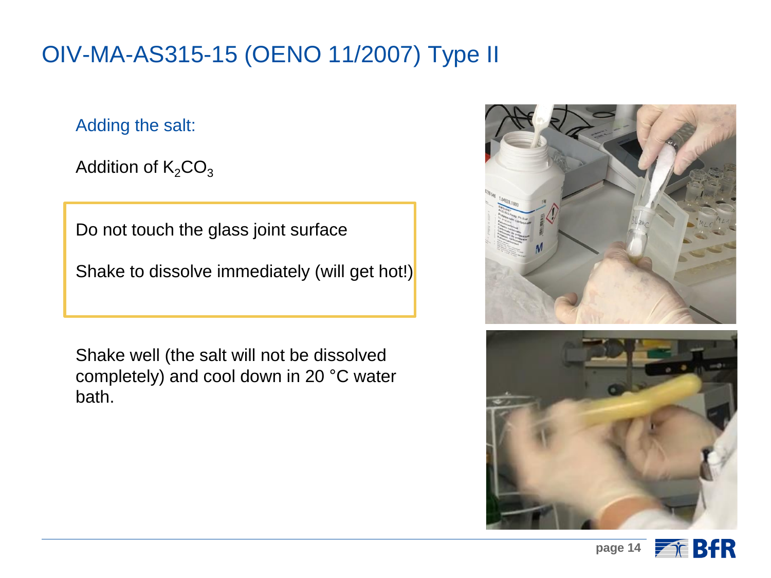# OIV-MA-AS315-15 (OENO 11/2007) Type II

## Adding the salt:

Addition of $K_2CO_3$

> Do not touch the glass joint surface
>
> Shake to dissolve immediately (will get hot!)

Shake well (the salt will not be dissolved completely) and cool down in 20 °C water bath.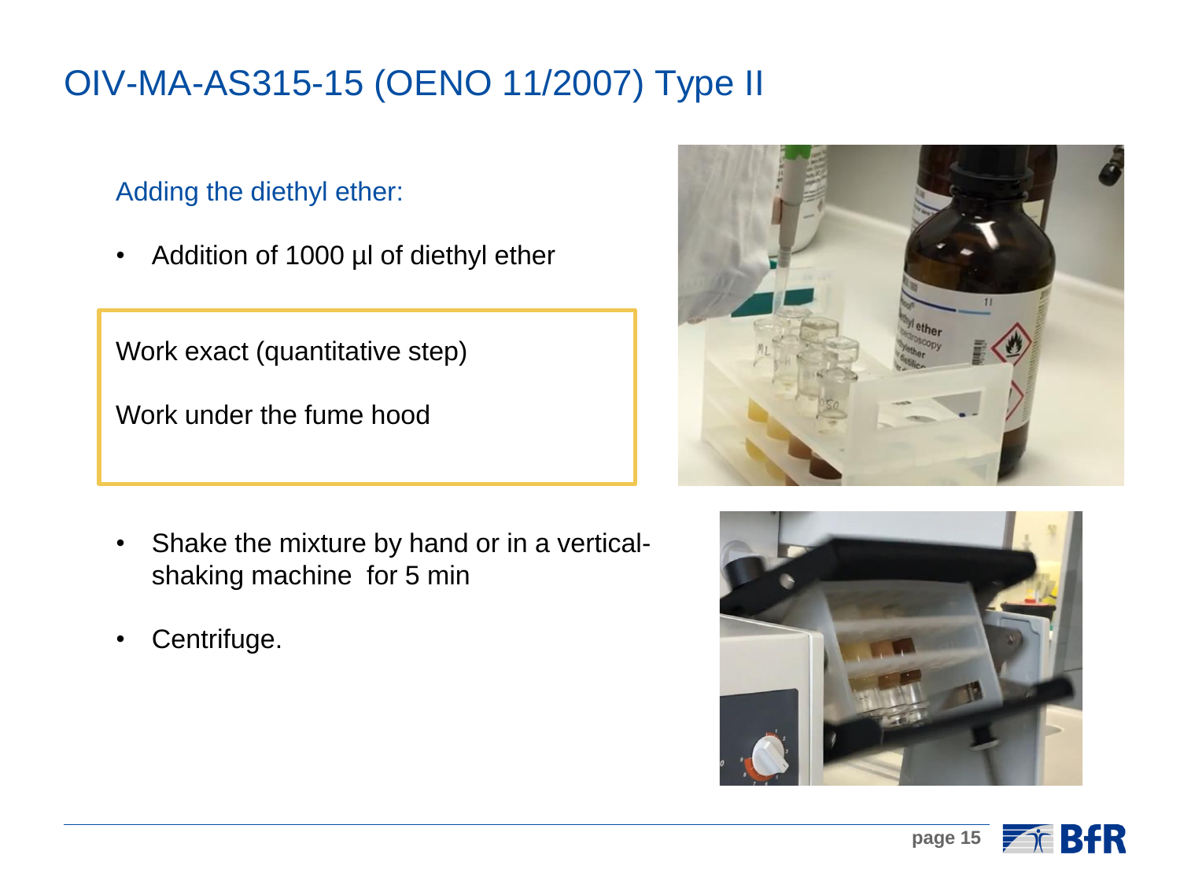# OIV-MA-AS315-15 (OENO 11/2007) Type II

## Adding the diethyl ether:

- Addition of 1000 µl of diethyl ether

Work exact (quantitative step)

Work under the fume hood

- Shake the mixture by hand or in a vertical-shaking machine for 5 min
- Centrifuge.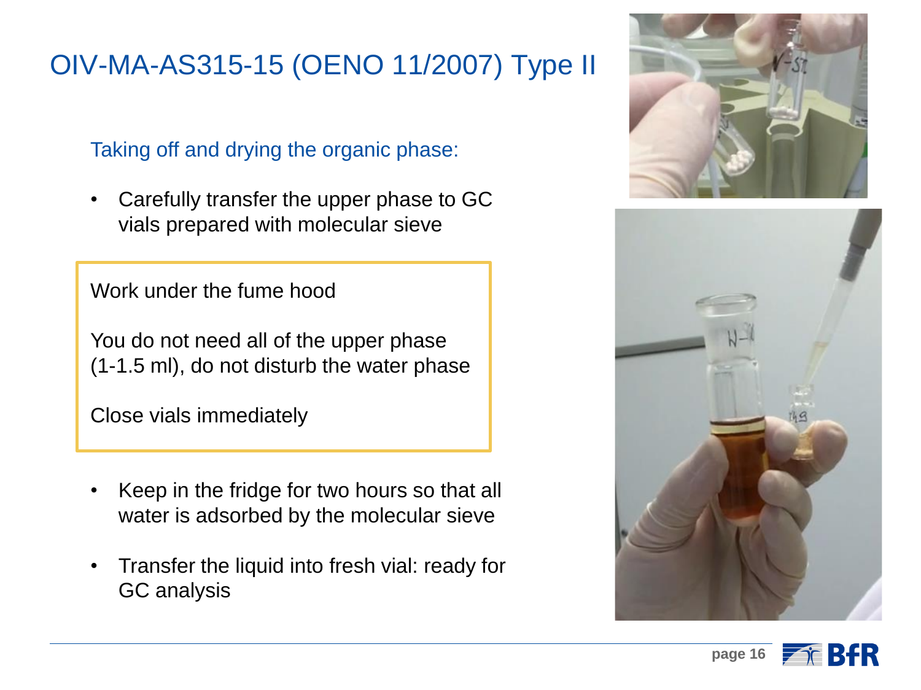# OIV-MA-AS315-15 (OENO 11/2007) Type II

Taking off and drying the organic phase:

- Carefully transfer the upper phase to GC vials prepared with molecular sieve

> Work under the fume hood
>
> You do not need all of the upper phase (1-1.5 ml), do not disturb the water phase
>
> Close vials immediately

- Keep in the fridge for two hours so that all water is adsorbed by the molecular sieve
- Transfer the liquid into fresh vial: ready for GC analysis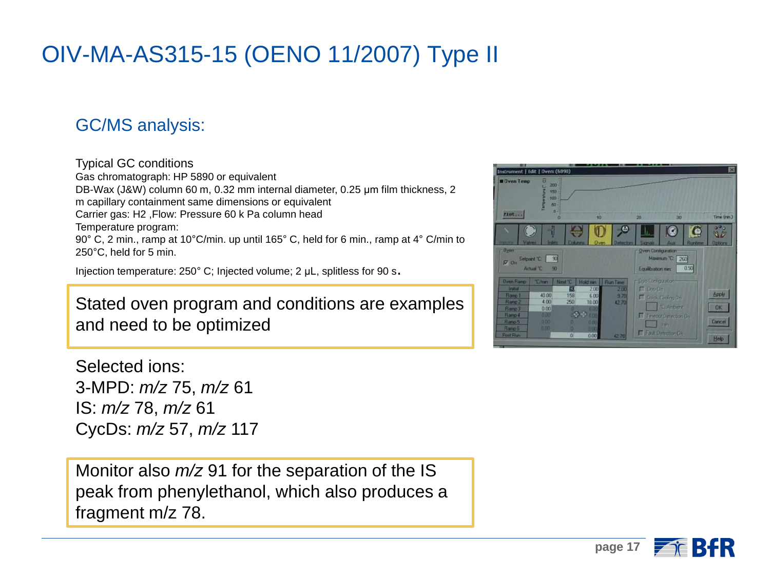# OIV-MA-AS315-15 (OENO 11/2007) Type II

## GC/MS analysis:

Typical GC conditions
Gas chromatograph: HP 5890 or equivalent
DB-Wax (J&W) column 60 m, 0.32 mm internal diameter, 0.25 µm film thickness, 2 m capillary containment same dimensions or equivalent
Carrier gas: $H_2$ ,Flow: Pressure 60 k Pa column head
Temperature program:
90° C, 2 min., ramp at 10°C/min. up until 165° C, held for 6 min., ramp at 4° C/min to 250°C, held for 5 min.

Injection temperature: 250° C; Injected volume; 2 µL, splitless for 90 s.

Stated oven program and conditions are examples and need to be optimized

Selected ions:
3-MPD: *m/z* 75, *m/z* 61
IS: *m/z* 78, *m/z* 61
CycDs: *m/z* 57, *m/z* 117

Monitor also *m/z* 91 for the separation of the IS peak from phenylethanol, which also produces a fragment m/z 78.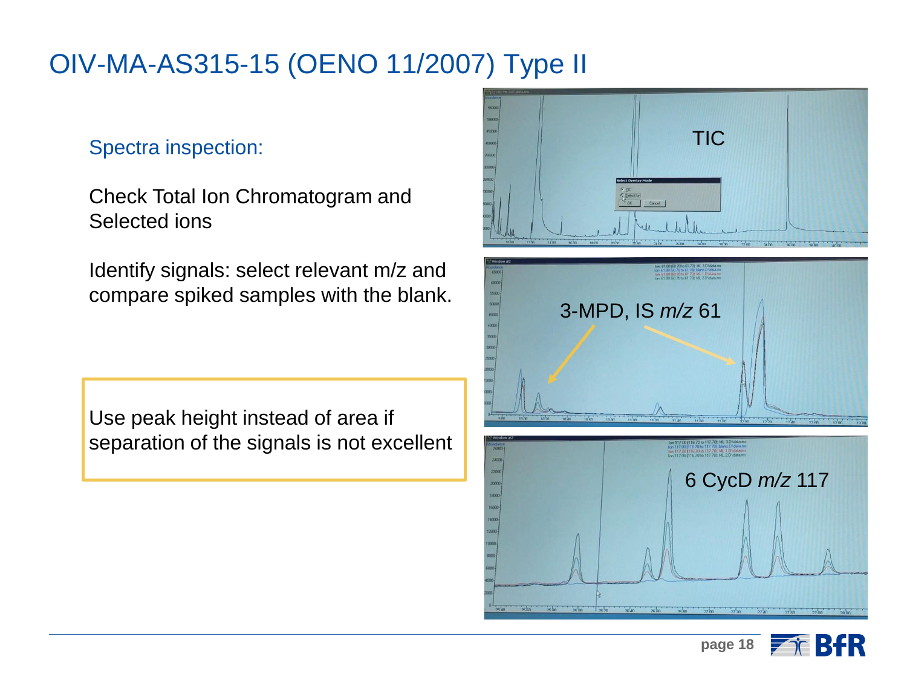# OIV-MA-AS315-15 (OENO 11/2007) Type II

## Spectra inspection:

Check Total Ion Chromatogram and Selected ions

Identify signals: select relevant m/z and compare spiked samples with the blank.

> Use peak height instead of area if separation of the signals is not excellent

TIC

3-MPD, IS *m/z* 61

6 CycD *m/z* 117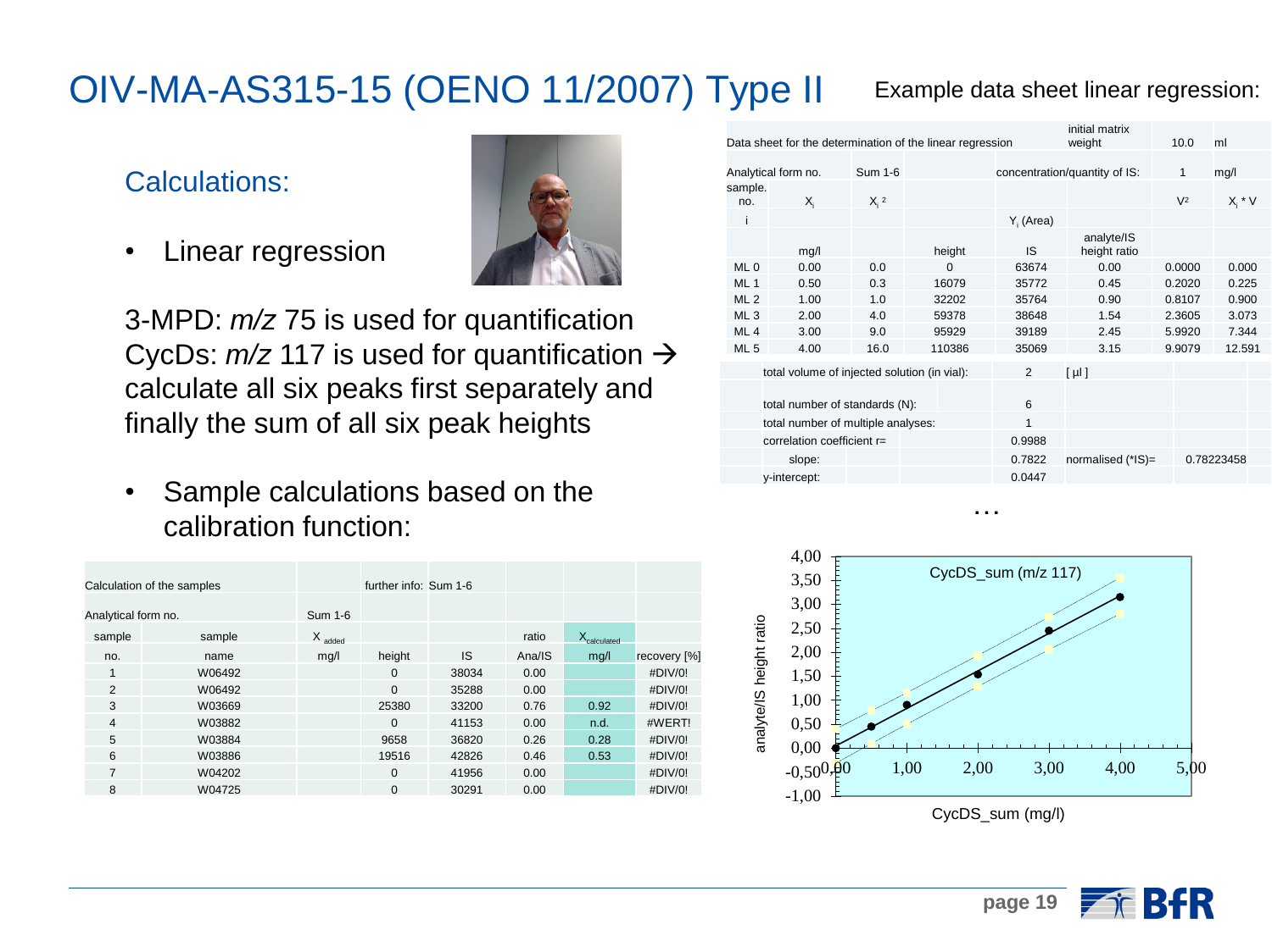# OIV-MA-AS315-15 (OENO 11/2007) Type II

Example data sheet linear regression:

## Calculations:

- Linear regression

3-MPD: *m/z* 75 is used for quantification
CycDs: *m/z* 117 is used for quantification → calculate all six peaks first separately and finally the sum of all six peak heights

- Sample calculations based on the calibration function:

| Data sheet for the determination of the linear regression | | | | | initial matrix weight | 10.0 | ml |
|---|---|---|---|---|---|---|---|
| Analytical form no. | | Sum 1-6 | | concentration/quantity of IS: | | 1 | mg/l |
| sample. no. | $X_i$ | $X_i^2$ | | | | $V^2$ | $X_i * V$ |
| i | | | | $Y_i$ (Area) | | | |
| | mg/l | | height | IS | analyte/IS height ratio | | |
| ML 0 | 0.00 | 0.0 | 0 | 63674 | 0.00 | 0.0000 | 0.000 |
| ML 1 | 0.50 | 0.3 | 16079 | 35772 | 0.45 | 0.2020 | 0.225 |
| ML 2 | 1.00 | 1.0 | 32202 | 35764 | 0.90 | 0.8107 | 0.900 |
| ML 3 | 2.00 | 4.0 | 59378 | 38648 | 1.54 | 2.3605 | 3.073 |
| ML 4 | 3.00 | 9.0 | 95929 | 39189 | 2.45 | 5.9920 | 7.344 |
| ML 5 | 4.00 | 16.0 | 110386 | 35069 | 3.15 | 9.9079 | 12.591 |

| | | | |
|---|---|---|---|
| total volume of injected solution (in vial): | 2 | [ µl ] | |
| total number of standards (N): | 6 | | |
| total number of multiple analyses: | 1 | | |
| correlation coefficient r= | 0.9988 | | |
| slope: | 0.7822 | normalised (*IS)= | 0.78223458 |
| y-intercept: | 0.0447 | | |

…

CycDS_sum (m/z 117)

(Chart: analyte/IS height ratio vs. CycDS_sum (mg/l))

| Calculation of the samples | | | further info: Sum 1-6 | | | | |
|---|---|---|---|---|---|---|---|
| Analytical form no. | | Sum 1-6 | | | | | |
| sample | sample | $X_{added}$ | | | ratio | $X_{calculated}$ | |
| no. | name | mg/l | height | IS | Ana/IS | mg/l | recovery [%] |
| 1 | W06492 | | 0 | 38034 | 0.00 | | #DIV/0! |
| 2 | W06492 | | 0 | 35288 | 0.00 | | #DIV/0! |
| 3 | W03669 | | 25380 | 33200 | 0.76 | 0.92 | #DIV/0! |
| 4 | W03882 | | 0 | 41153 | 0.00 | n.d. | #WERT! |
| 5 | W03884 | | 9658 | 36820 | 0.26 | 0.28 | #DIV/0! |
| 6 | W03886 | | 19516 | 42826 | 0.46 | 0.53 | #DIV/0! |
| 7 | W04202 | | 0 | 41956 | 0.00 | | #DIV/0! |
| 8 | W04725 | | 0 | 30291 | 0.00 | | #DIV/0! |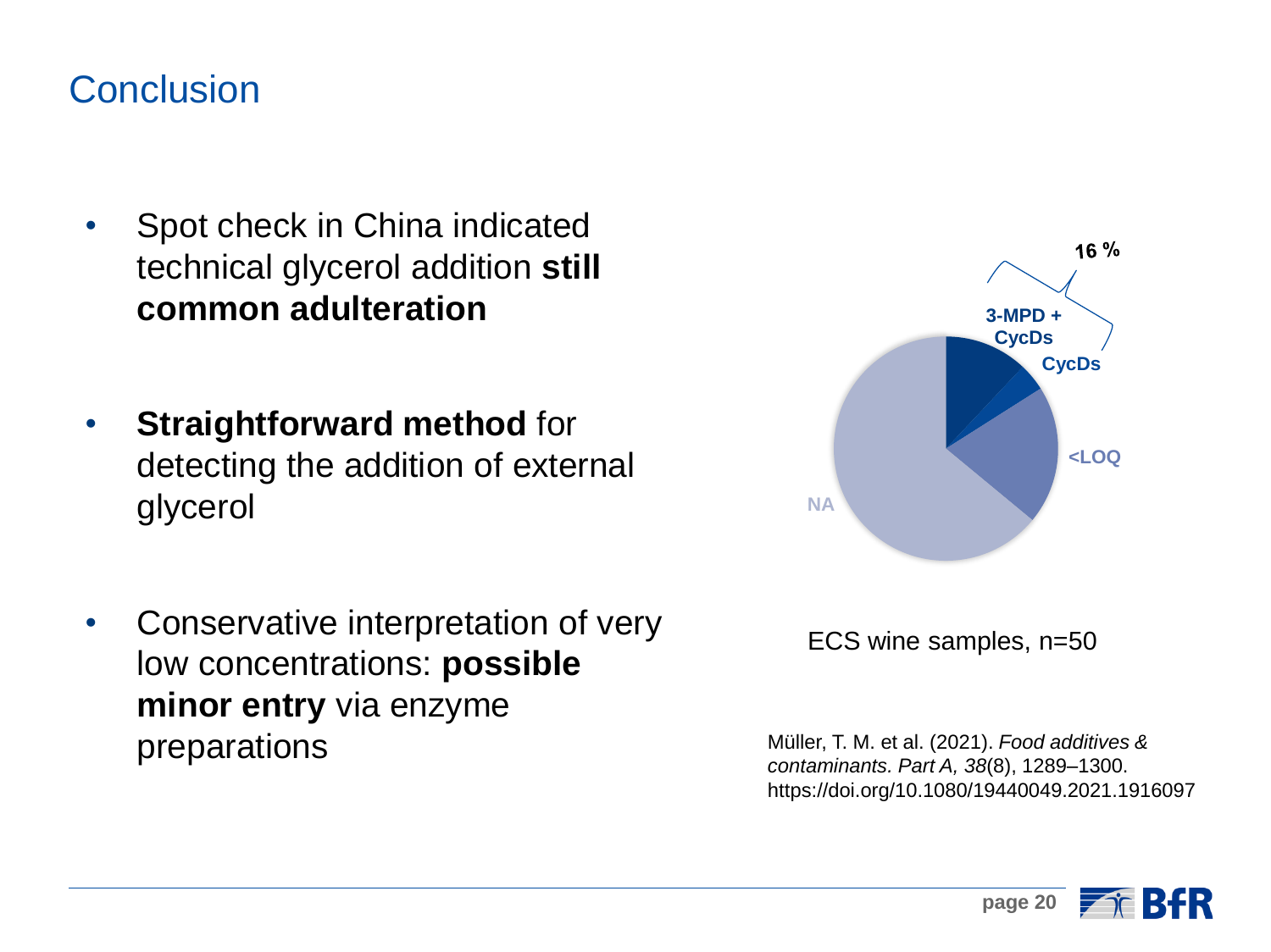# Conclusion

- Spot check in China indicated technical glycerol addition **still common adulteration**
- **Straightforward method** for detecting the addition of external glycerol
- Conservative interpretation of very low concentrations: **possible minor entry** via enzyme preparations

16 %

3-MPD + CycDs

CycDs

<LOQ

NA

ECS wine samples, n=50

Müller, T. M. et al. (2021). *Food additives & contaminants. Part A, 38*(8), 1289–1300. https://doi.org/10.1080/19440049.2021.1916097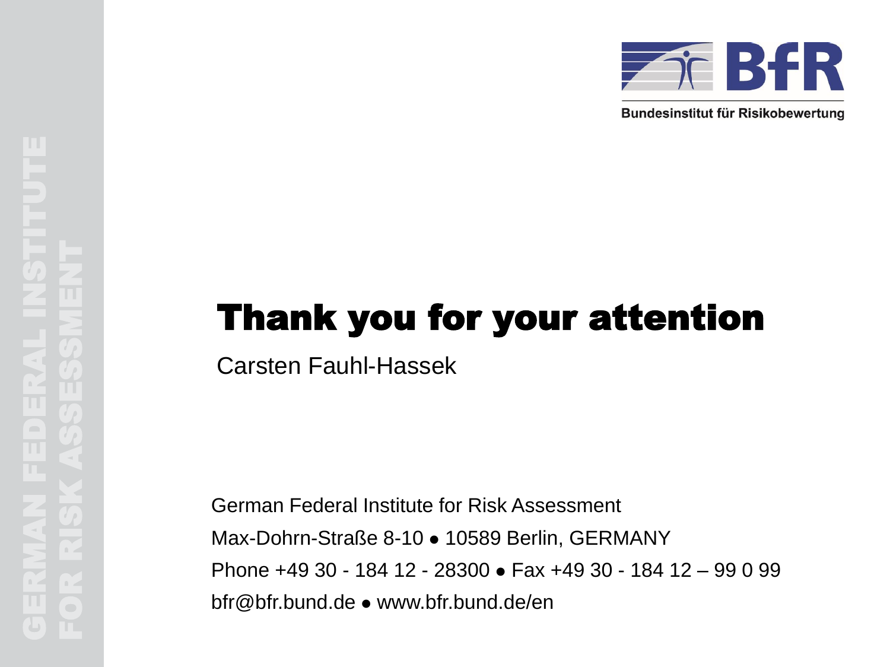Bundesinstitut für Risikobewertung

# Thank you for your attention

Carsten Fauhl-Hassek

German Federal Institute for Risk Assessment

Max-Dohrn-Straße 8-10 • 10589 Berlin, GERMANY

Phone +49 30 - 184 12 - 28300 • Fax +49 30 - 184 12 – 99 0 99

bfr@bfr.bund.de • www.bfr.bund.de/en